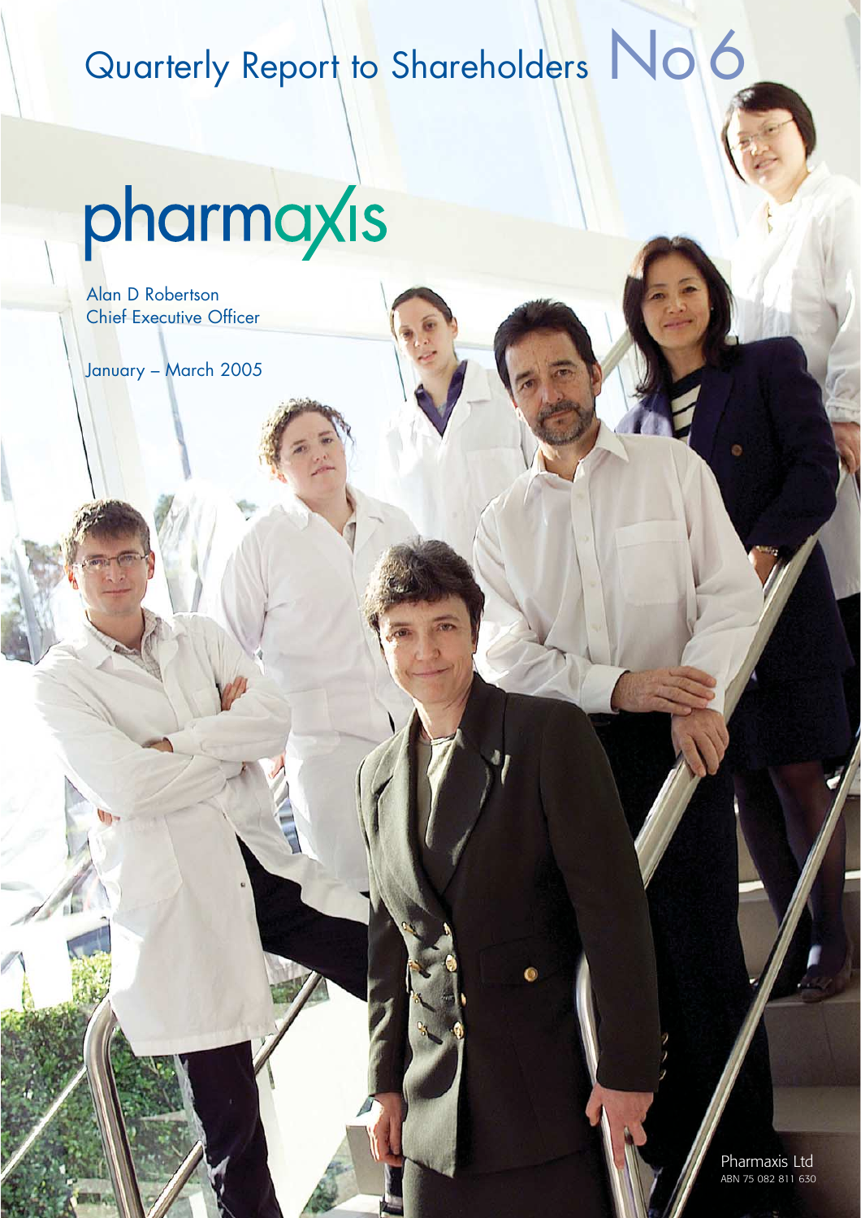# Quarterly Report to Shareholders No 6

pharmaxis

Alan D Robertson
Chief Executive Officer

January – March 2005

Pharmaxis Ltd
ABN 75 082 811 630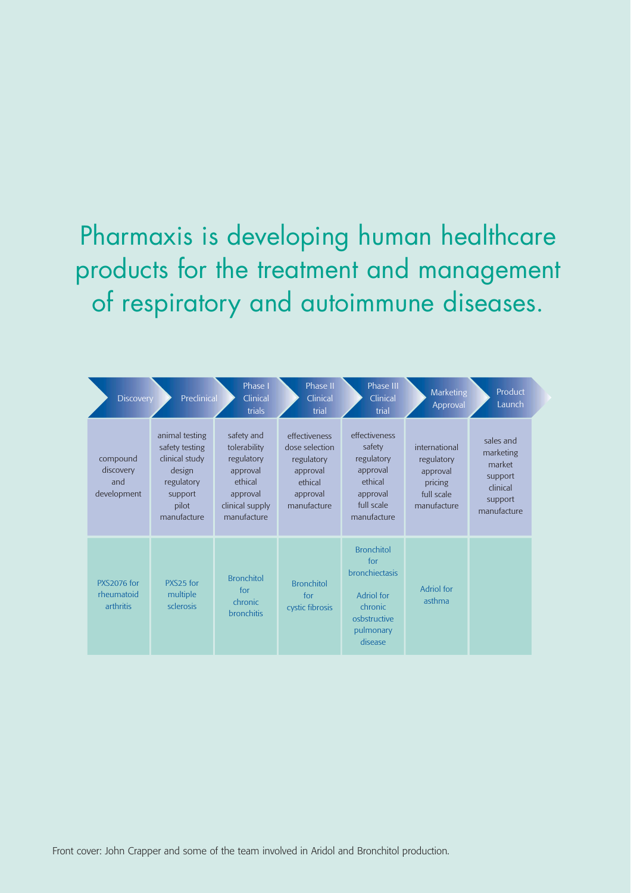Pharmaxis is developing human healthcare products for the treatment and management of respiratory and autoimmune diseases.

| Discovery | Preclinical | Phase I Clinical trials | Phase II Clinical trial | Phase III Clinical trial | Marketing Approval | Product Launch |
|---|---|---|---|---|---|---|
| compound discovery and development | animal testing safety testing clinical study design regulatory support pilot manufacture | safety and tolerability regulatory approval ethical approval clinical supply manufacture | effectiveness dose selection regulatory approval ethical approval manufacture | effectiveness safety regulatory approval ethical approval full scale manufacture | international regulatory approval pricing full scale manufacture | sales and marketing market support clinical support manufacture |
| PXS2076 for rheumatoid arthritis | PXS25 for multiple sclerosis | Bronchitol for chronic bronchitis | Bronchitol for cystic fibrosis | Bronchitol for bronchiectasis<br><br>Adriol for chronic osbstructive pulmonary disease | Adriol for asthma | |

Front cover: John Crapper and some of the team involved in Aridol and Bronchitol production.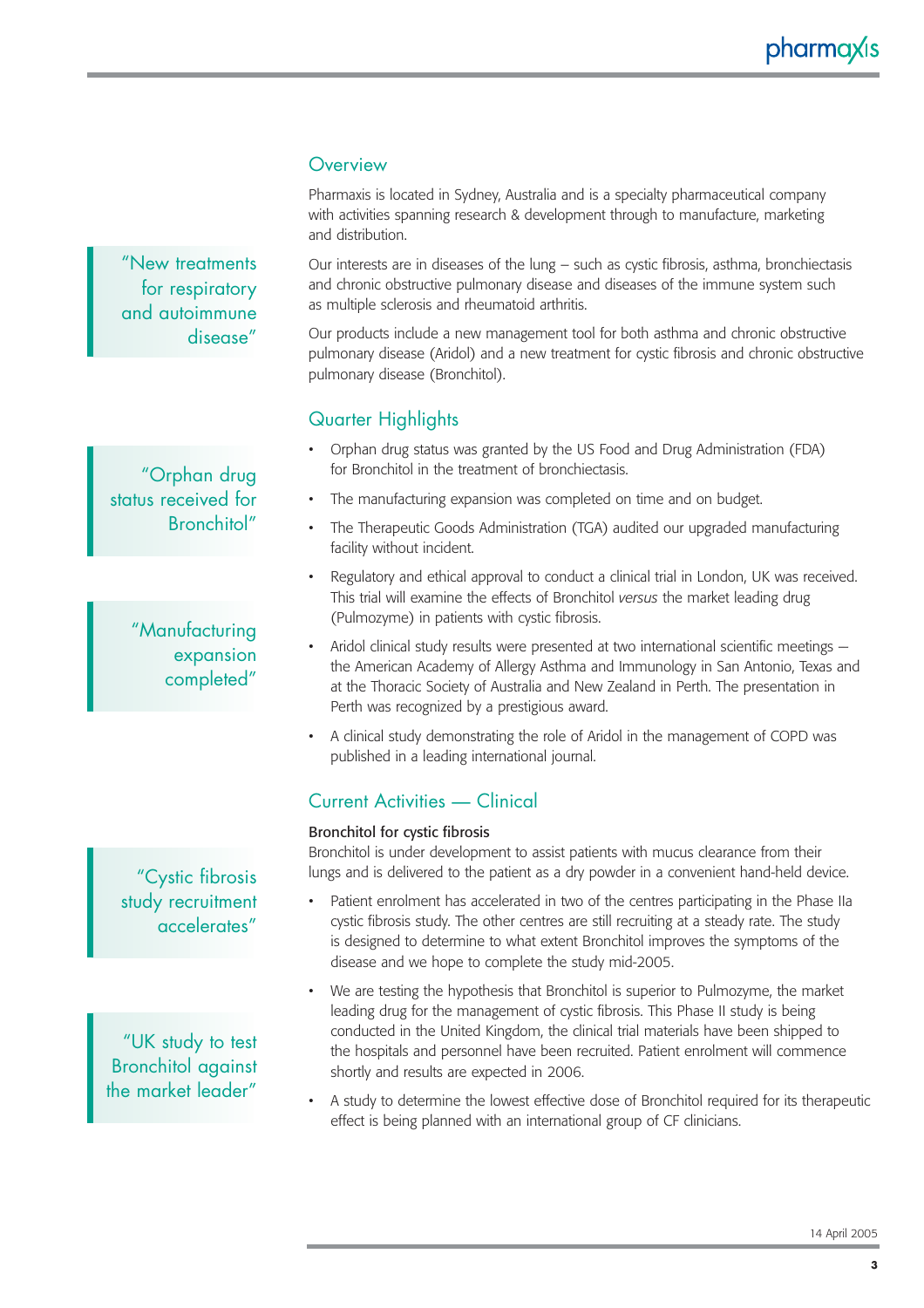## Overview

Pharmaxis is located in Sydney, Australia and is a specialty pharmaceutical company with activities spanning research & development through to manufacture, marketing and distribution.

"New treatments for respiratory and autoimmune disease"

Our interests are in diseases of the lung – such as cystic fibrosis, asthma, bronchiectasis and chronic obstructive pulmonary disease and diseases of the immune system such as multiple sclerosis and rheumatoid arthritis.

Our products include a new management tool for both asthma and chronic obstructive pulmonary disease (Aridol) and a new treatment for cystic fibrosis and chronic obstructive pulmonary disease (Bronchitol).

## Quarter Highlights

"Orphan drug status received for Bronchitol"

- Orphan drug status was granted by the US Food and Drug Administration (FDA) for Bronchitol in the treatment of bronchiectasis.
- The manufacturing expansion was completed on time and on budget.
- The Therapeutic Goods Administration (TGA) audited our upgraded manufacturing facility without incident.
- Regulatory and ethical approval to conduct a clinical trial in London, UK was received. This trial will examine the effects of Bronchitol *versus* the market leading drug (Pulmozyme) in patients with cystic fibrosis.
- Aridol clinical study results were presented at two international scientific meetings — the American Academy of Allergy Asthma and Immunology in San Antonio, Texas and at the Thoracic Society of Australia and New Zealand in Perth. The presentation in Perth was recognized by a prestigious award.
- A clinical study demonstrating the role of Aridol in the management of COPD was published in a leading international journal.

"Manufacturing expansion completed"

## Current Activities — Clinical

### Bronchitol for cystic fibrosis

Bronchitol is under development to assist patients with mucus clearance from their lungs and is delivered to the patient as a dry powder in a convenient hand-held device.

"Cystic fibrosis study recruitment accelerates"

- Patient enrolment has accelerated in two of the centres participating in the Phase IIa cystic fibrosis study. The other centres are still recruiting at a steady rate. The study is designed to determine to what extent Bronchitol improves the symptoms of the disease and we hope to complete the study mid-2005.
- We are testing the hypothesis that Bronchitol is superior to Pulmozyme, the market leading drug for the management of cystic fibrosis. This Phase II study is being conducted in the United Kingdom, the clinical trial materials have been shipped to the hospitals and personnel have been recruited. Patient enrolment will commence shortly and results are expected in 2006.
- A study to determine the lowest effective dose of Bronchitol required for its therapeutic effect is being planned with an international group of CF clinicians.

"UK study to test Bronchitol against the market leader"

14 April 2005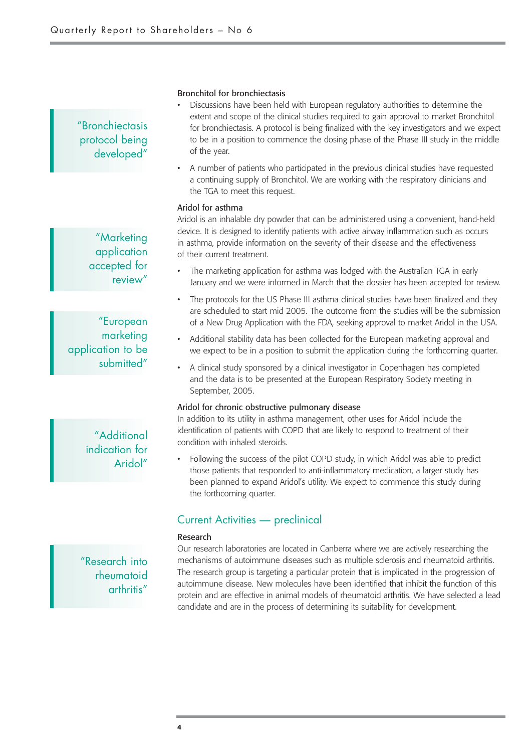> "Bronchiectasis protocol being developed"

### Bronchitol for bronchiectasis

- Discussions have been held with European regulatory authorities to determine the extent and scope of the clinical studies required to gain approval to market Bronchitol for bronchiectasis. A protocol is being finalized with the key investigators and we expect to be in a position to commence the dosing phase of the Phase III study in the middle of the year.
- A number of patients who participated in the previous clinical studies have requested a continuing supply of Bronchitol. We are working with the respiratory clinicians and the TGA to meet this request.

> "Marketing application accepted for review"

### Aridol for asthma

Aridol is an inhalable dry powder that can be administered using a convenient, hand-held device. It is designed to identify patients with active airway inflammation such as occurs in asthma, provide information on the severity of their disease and the effectiveness of their current treatment.

- The marketing application for asthma was lodged with the Australian TGA in early January and we were informed in March that the dossier has been accepted for review.
- The protocols for the US Phase III asthma clinical studies have been finalized and they are scheduled to start mid 2005. The outcome from the studies will be the submission of a New Drug Application with the FDA, seeking approval to market Aridol in the USA.
- Additional stability data has been collected for the European marketing approval and we expect to be in a position to submit the application during the forthcoming quarter.
- A clinical study sponsored by a clinical investigator in Copenhagen has completed and the data is to be presented at the European Respiratory Society meeting in September, 2005.

> "European marketing application to be submitted"

> "Additional indication for Aridol"

### Aridol for chronic obstructive pulmonary disease

In addition to its utility in asthma management, other uses for Aridol include the identification of patients with COPD that are likely to respond to treatment of their condition with inhaled steroids.

- Following the success of the pilot COPD study, in which Aridol was able to predict those patients that responded to anti-inflammatory medication, a larger study has been planned to expand Aridol's utility. We expect to commence this study during the forthcoming quarter.

## Current Activities — preclinical

> "Research into rheumatoid arthritis"

### Research

Our research laboratories are located in Canberra where we are actively researching the mechanisms of autoimmune diseases such as multiple sclerosis and rheumatoid arthritis. The research group is targeting a particular protein that is implicated in the progression of autoimmune disease. New molecules have been identified that inhibit the function of this protein and are effective in animal models of rheumatoid arthritis. We have selected a lead candidate and are in the process of determining its suitability for development.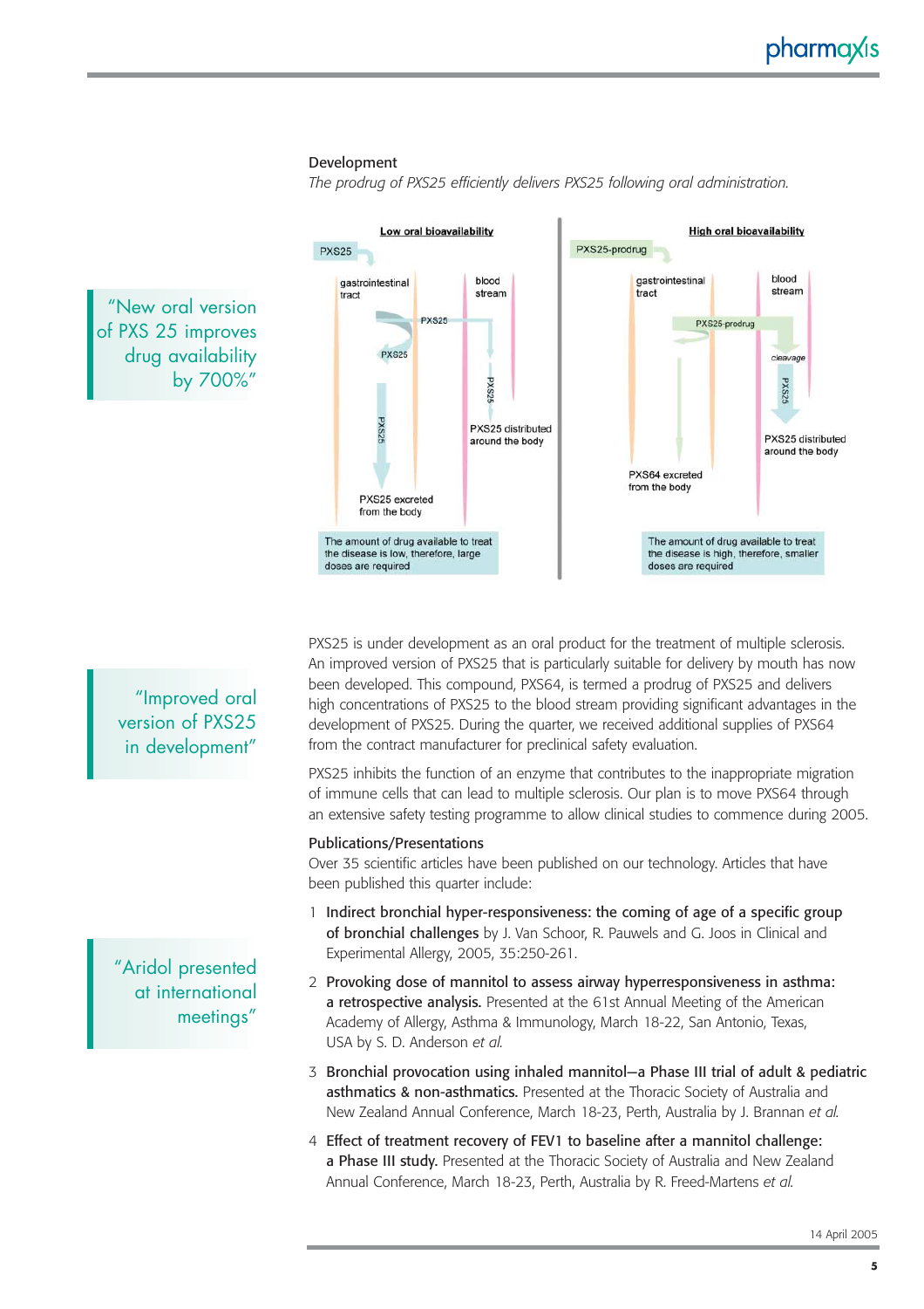## Development

*The prodrug of PXS25 efficiently delivers PXS25 following oral administration.*

**Low oral bioavailability**

PXS25

gastrointestinal tract

blood stream

PXS25

PXS25

PXS25

PXS25

PXS25 distributed around the body

PXS25 excreted from the body

The amount of drug available to treat the disease is low, therefore, large doses are required

**High oral bioavailability**

PXS25-prodrug

gastrointestinal tract

blood stream

PXS25-prodrug

cleavage

PXS25

PXS25 distributed around the body

PXS64 excreted from the body

The amount of drug available to treat the disease is high, therefore, smaller doses are required

> "New oral version of PXS 25 improves drug availability by 700%"

PXS25 is under development as an oral product for the treatment of multiple sclerosis. An improved version of PXS25 that is particularly suitable for delivery by mouth has now been developed. This compound, PXS64, is termed a prodrug of PXS25 and delivers high concentrations of PXS25 to the blood stream providing significant advantages in the development of PXS25. During the quarter, we received additional supplies of PXS64 from the contract manufacturer for preclinical safety evaluation.

> "Improved oral version of PXS25 in development"

PXS25 inhibits the function of an enzyme that contributes to the inappropriate migration of immune cells that can lead to multiple sclerosis. Our plan is to move PXS64 through an extensive safety testing programme to allow clinical studies to commence during 2005.

## Publications/Presentations

Over 35 scientific articles have been published on our technology. Articles that have been published this quarter include:

> "Aridol presented at international meetings"

1. **Indirect bronchial hyper-responsiveness: the coming of age of a specific group of bronchial challenges** by J. Van Schoor, R. Pauwels and G. Joos in Clinical and Experimental Allergy, 2005, 35:250-261.
2. **Provoking dose of mannitol to assess airway hyperresponsiveness in asthma: a retrospective analysis.** Presented at the 61st Annual Meeting of the American Academy of Allergy, Asthma & Immunology, March 18-22, San Antonio, Texas, USA by S. D. Anderson *et al.*
3. **Bronchial provocation using inhaled mannitol—a Phase III trial of adult & pediatric asthmatics & non-asthmatics.** Presented at the Thoracic Society of Australia and New Zealand Annual Conference, March 18-23, Perth, Australia by J. Brannan *et al.*
4. **Effect of treatment recovery of FEV1 to baseline after a mannitol challenge: a Phase III study.** Presented at the Thoracic Society of Australia and New Zealand Annual Conference, March 18-23, Perth, Australia by R. Freed-Martens *et al.*

14 April 2005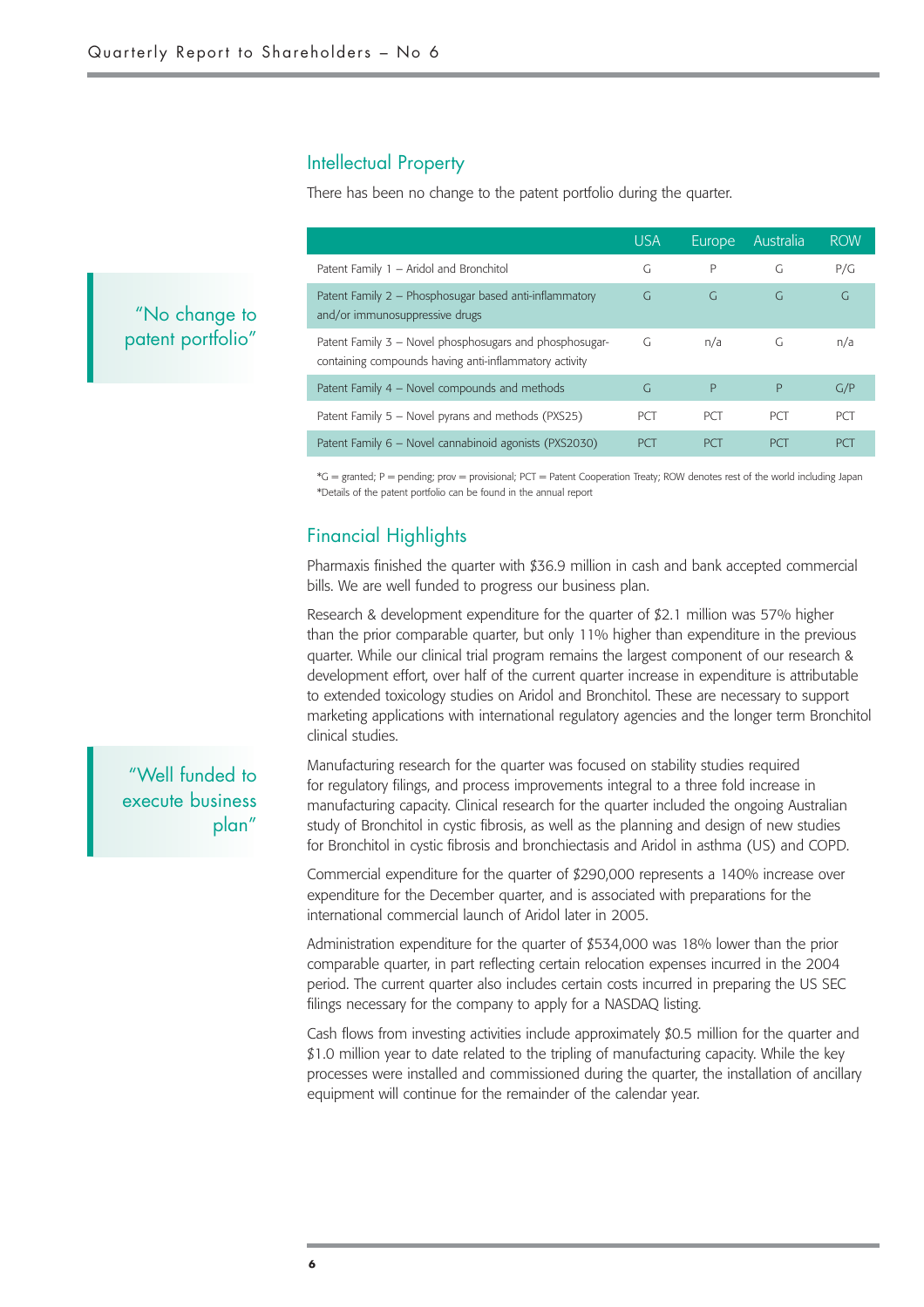## Intellectual Property

There has been no change to the patent portfolio during the quarter.

"No change to patent portfolio"

| | USA | Europe | Australia | ROW |
|---|---|---|---|---|
| Patent Family 1 – Aridol and Bronchitol | G | P | G | P/G |
| Patent Family 2 – Phosphosugar based anti-inflammatory and/or immunosuppressive drugs | G | G | G | G |
| Patent Family 3 – Novel phosphosugars and phosphosugar-containing compounds having anti-inflammatory activity | G | n/a | G | n/a |
| Patent Family 4 – Novel compounds and methods | G | P | P | G/P |
| Patent Family 5 – Novel pyrans and methods (PXS25) | PCT | PCT | PCT | PCT |
| Patent Family 6 – Novel cannabinoid agonists (PXS2030) | PCT | PCT | PCT | PCT |

*G = granted; P = pending; prov = provisional; PCT = Patent Cooperation Treaty; ROW denotes rest of the world including Japan
*Details of the patent portfolio can be found in the annual report

## Financial Highlights

Pharmaxis finished the quarter with $36.9 million in cash and bank accepted commercial bills. We are well funded to progress our business plan.

"Well funded to execute business plan"

Research & development expenditure for the quarter of $2.1 million was 57% higher than the prior comparable quarter, but only 11% higher than expenditure in the previous quarter. While our clinical trial program remains the largest component of our research & development effort, over half of the current quarter increase in expenditure is attributable to extended toxicology studies on Aridol and Bronchitol. These are necessary to support marketing applications with international regulatory agencies and the longer term Bronchitol clinical studies.

Manufacturing research for the quarter was focused on stability studies required for regulatory filings, and process improvements integral to a three fold increase in manufacturing capacity. Clinical research for the quarter included the ongoing Australian study of Bronchitol in cystic fibrosis, as well as the planning and design of new studies for Bronchitol in cystic fibrosis and bronchiectasis and Aridol in asthma (US) and COPD.

Commercial expenditure for the quarter of $290,000 represents a 140% increase over expenditure for the December quarter, and is associated with preparations for the international commercial launch of Aridol later in 2005.

Administration expenditure for the quarter of $534,000 was 18% lower than the prior comparable quarter, in part reflecting certain relocation expenses incurred in the 2004 period. The current quarter also includes certain costs incurred in preparing the US SEC filings necessary for the company to apply for a NASDAQ listing.

Cash flows from investing activities include approximately $0.5 million for the quarter and $1.0 million year to date related to the tripling of manufacturing capacity. While the key processes were installed and commissioned during the quarter, the installation of ancillary equipment will continue for the remainder of the calendar year.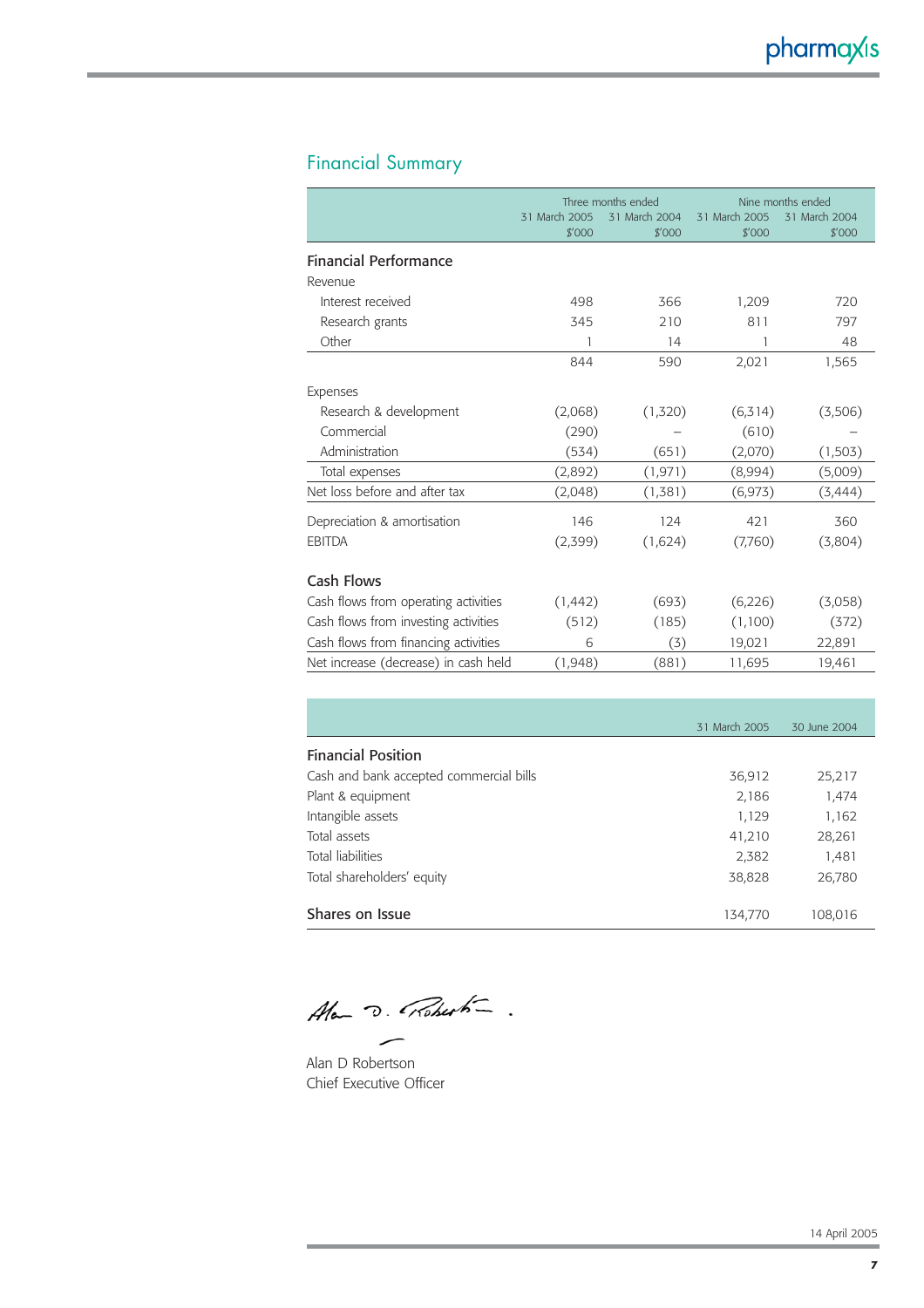## Financial Summary

| | Three months ended | | Nine months ended | |
|---|---|---|---|---|
| | 31 March 2005 $'000 | 31 March 2004 $'000 | 31 March 2005 $'000 | 31 March 2004 $'000 |
| **Financial Performance** | | | | |
| Revenue | | | | |
| Interest received | 498 | 366 | 1,209 | 720 |
| Research grants | 345 | 210 | 811 | 797 |
| Other | 1 | 14 | 1 | 48 |
| | 844 | 590 | 2,021 | 1,565 |
| Expenses | | | | |
| Research & development | (2,068) | (1,320) | (6,314) | (3,506) |
| Commercial | (290) | – | (610) | – |
| Administration | (534) | (651) | (2,070) | (1,503) |
| Total expenses | (2,892) | (1,971) | (8,994) | (5,009) |
| Net loss before and after tax | (2,048) | (1,381) | (6,973) | (3,444) |
| Depreciation & amortisation | 146 | 124 | 421 | 360 |
| EBITDA | (2,399) | (1,624) | (7,760) | (3,804) |
| **Cash Flows** | | | | |
| Cash flows from operating activities | (1,442) | (693) | (6,226) | (3,058) |
| Cash flows from investing activities | (512) | (185) | (1,100) | (372) |
| Cash flows from financing activities | 6 | (3) | 19,021 | 22,891 |
| Net increase (decrease) in cash held | (1,948) | (881) | 11,695 | 19,461 |

| | 31 March 2005 | 30 June 2004 |
|---|---|---|
| **Financial Position** | | |
| Cash and bank accepted commercial bills | 36,912 | 25,217 |
| Plant & equipment | 2,186 | 1,474 |
| Intangible assets | 1,129 | 1,162 |
| Total assets | 41,210 | 28,261 |
| Total liabilities | 2,382 | 1,481 |
| Total shareholders' equity | 38,828 | 26,780 |
| **Shares on Issue** | 134,770 | 108,016 |

Alan D Robertson
Chief Executive Officer

14 April 2005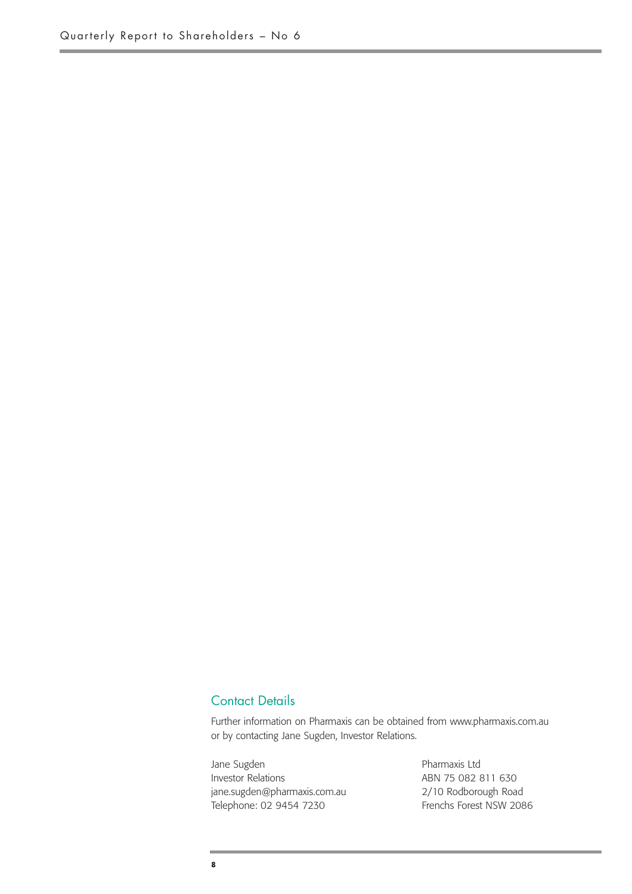## Contact Details

Further information on Pharmaxis can be obtained from www.pharmaxis.com.au or by contacting Jane Sugden, Investor Relations.

Jane Sugden
Investor Relations
jane.sugden@pharmaxis.com.au
Telephone: 02 9454 7230

Pharmaxis Ltd
ABN 75 082 811 630
2/10 Rodborough Road
Frenchs Forest NSW 2086